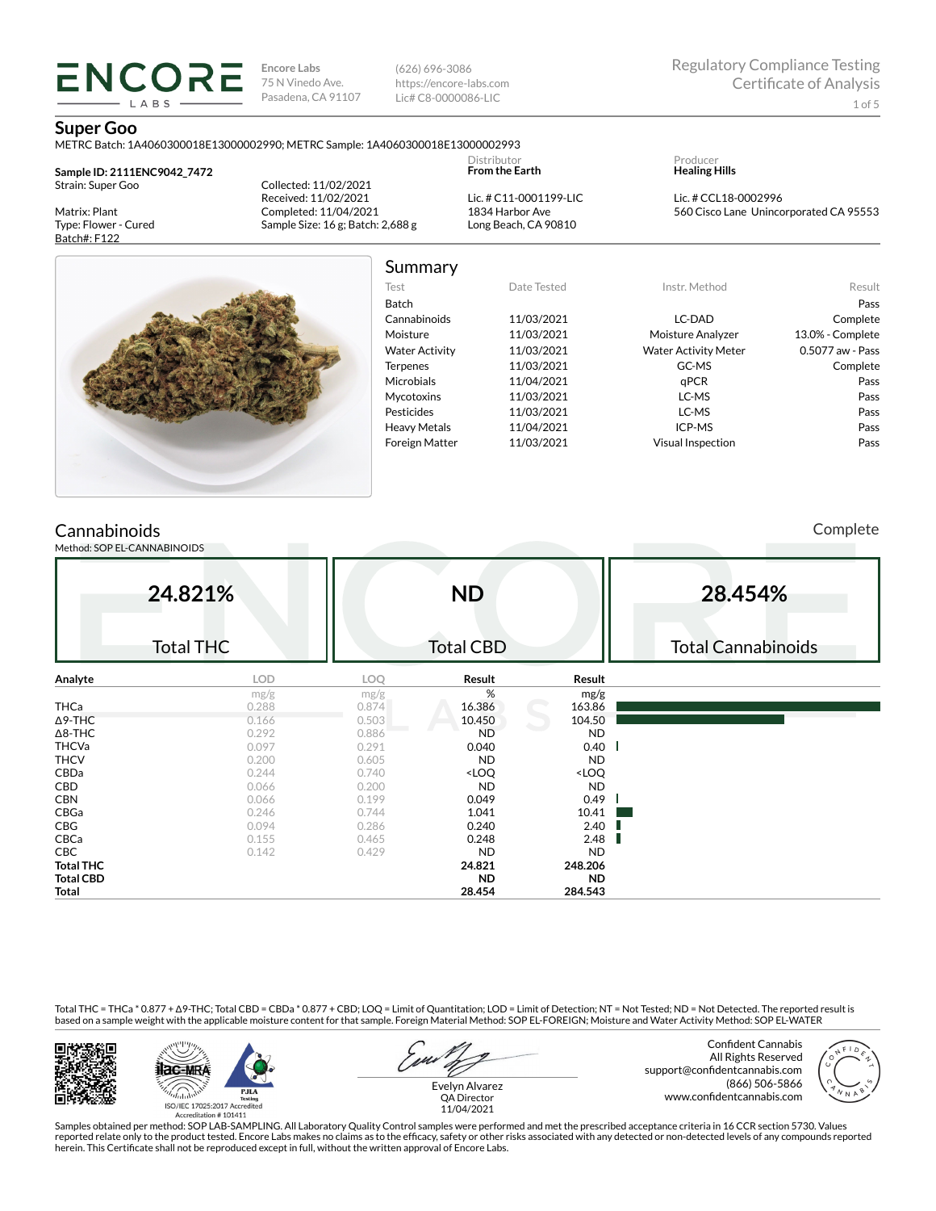ENCORE LABS

Encore Labs
75 N Vinedo Ave.
Pasadena, CA 91107

(626) 696-3086
https://encore-labs.com
Lic# C8-0000086-LIC

Regulatory Compliance Testing
Certificate of Analysis

# Super Goo

METRC Batch: 1A4060300018E13000002990; METRC Sample: 1A4060300018E13000002993

**Sample ID: 2111ENC9042_7472**
Strain: Super Goo

Matrix: Plant
Type: Flower - Cured
Batch#: F122

Collected: 11/02/2021
Received: 11/02/2021
Completed: 11/04/2021
Sample Size: 16 g; Batch: 2,688 g

Distributor
**From the Earth**

Lic. # C11-0001199-LIC
1834 Harbor Ave
Long Beach, CA 90810

Producer
**Healing Hills**

Lic. # CCL18-0002996
560 Cisco Lane Unincorporated CA 95553

## Summary

| Test | Date Tested | Instr. Method | Result |
|---|---|---|---|
| Batch | | | Pass |
| Cannabinoids | 11/03/2021 | LC-DAD | Complete |
| Moisture | 11/03/2021 | Moisture Analyzer | 13.0% - Complete |
| Water Activity | 11/03/2021 | Water Activity Meter | 0.5077 aw - Pass |
| Terpenes | 11/03/2021 | GC-MS | Complete |
| Microbials | 11/04/2021 | qPCR | Pass |
| Mycotoxins | 11/03/2021 | LC-MS | Pass |
| Pesticides | 11/03/2021 | LC-MS | Pass |
| Heavy Metals | 11/04/2021 | ICP-MS | Pass |
| Foreign Matter | 11/03/2021 | Visual Inspection | Pass |

## Cannabinoids

Complete

Method: SOP EL-CANNABINOIDS

| 24.821% | ND | 28.454% |
|---|---|---|
| Total THC | Total CBD | Total Cannabinoids |

| Analyte | LOD mg/g | LOQ mg/g | Result % | Result mg/g |
|---|---|---|---|---|
| THCa | 0.288 | 0.874 | 16.386 | 163.86 |
| Δ9-THC | 0.166 | 0.503 | 10.450 | 104.50 |
| Δ8-THC | 0.292 | 0.886 | ND | ND |
| THCVa | 0.097 | 0.291 | 0.040 | 0.40 |
| THCV | 0.200 | 0.605 | ND | ND |
| CBDa | 0.244 | 0.740 | <LOQ | <LOQ |
| CBD | 0.066 | 0.200 | ND | ND |
| CBN | 0.066 | 0.199 | 0.049 | 0.49 |
| CBGa | 0.246 | 0.744 | 1.041 | 10.41 |
| CBG | 0.094 | 0.286 | 0.240 | 2.40 |
| CBCa | 0.155 | 0.465 | 0.248 | 2.48 |
| CBC | 0.142 | 0.429 | ND | ND |
| **Total THC** | | | **24.821** | **248.206** |
| **Total CBD** | | | **ND** | **ND** |
| **Total** | | | **28.454** | **284.543** |

Total THC = THCa * 0.877 + Δ9-THC; Total CBD = CBDa * 0.877 + CBD; LOQ = Limit of Quantitation; LOD = Limit of Detection; NT = Not Tested; ND = Not Detected. The reported result is based on a sample weight with the applicable moisture content for that sample. Foreign Material Method: SOP EL-FOREIGN; Moisture and Water Activity Method: SOP EL-WATER

ISO/IEC 17025:2017 Accredited
Accreditation # 101411

Evelyn Alvarez
QA Director
11/04/2021

Confident Cannabis
All Rights Reserved
support@confidentcannabis.com
(866) 506-5866
www.confidentcannabis.com

Samples obtained per method: SOP LAB-SAMPLING. All Laboratory Quality Control samples were performed and met the prescribed acceptance criteria in 16 CCR section 5730. Values reported relate only to the product tested. Encore Labs makes no claims as to the efficacy, safety or other risks associated with any detected or non-detected levels of any compounds reported herein. This Certificate shall not be reproduced except in full, without the written approval of Encore Labs.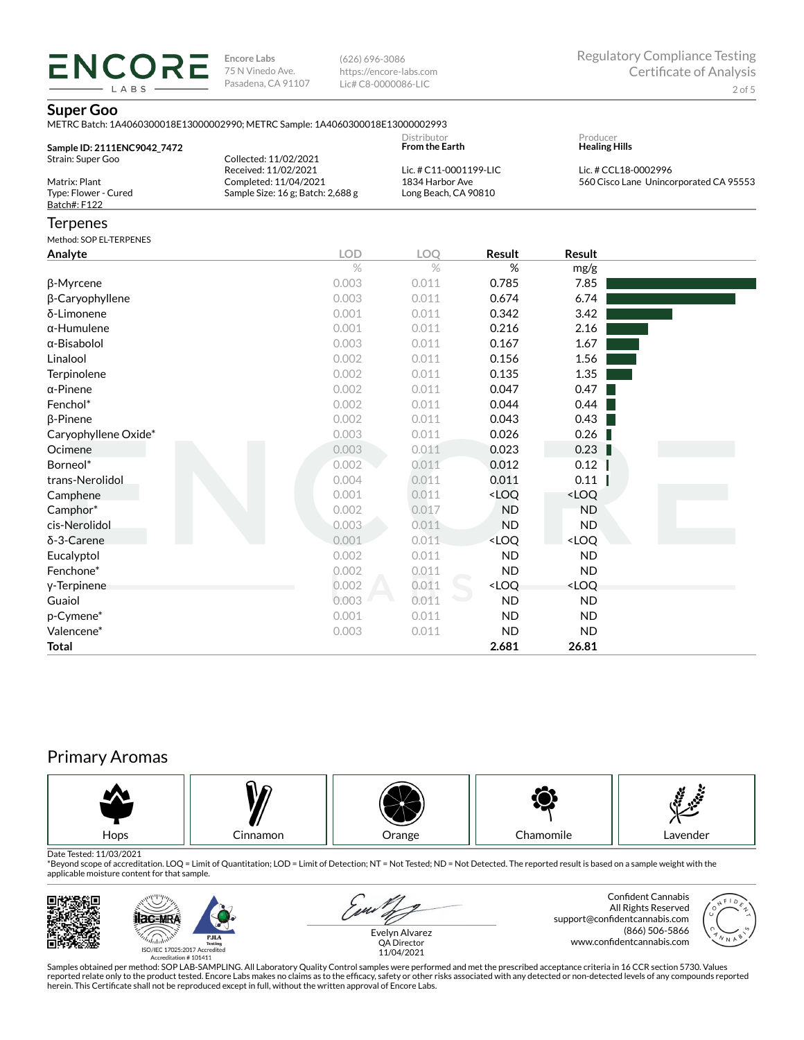ENCORE LABS

Encore Labs
75 N Vinedo Ave.
Pasadena, CA 91107

(626) 696-3086
https://encore-labs.com
Lic# C8-0000086-LIC

Regulatory Compliance Testing
Certificate of Analysis

## Super Goo

METRC Batch: 1A4060300018E13000002990; METRC Sample: 1A4060300018E13000002993

**Sample ID: 2111ENC9042_7472**
Strain: Super Goo

Matrix: Plant
Type: Flower - Cured
Batch#: F122

Collected: 11/02/2021
Received: 11/02/2021
Completed: 11/04/2021
Sample Size: 16 g; Batch: 2,688 g

Distributor
**From the Earth**

Lic. # C11-0001199-LIC
1834 Harbor Ave
Long Beach, CA 90810

Producer
**Healing Hills**

Lic. # CCL18-0002996
560 Cisco Lane Unincorporated CA 95553

## Terpenes

Method: SOP EL-TERPENES

| Analyte | LOD | LOQ | Result | Result |
|---|---|---|---|---|
| | % | % | % | mg/g |
| β-Myrcene | 0.003 | 0.011 | 0.785 | 7.85 |
| β-Caryophyllene | 0.003 | 0.011 | 0.674 | 6.74 |
| δ-Limonene | 0.001 | 0.011 | 0.342 | 3.42 |
| α-Humulene | 0.001 | 0.011 | 0.216 | 2.16 |
| α-Bisabolol | 0.003 | 0.011 | 0.167 | 1.67 |
| Linalool | 0.002 | 0.011 | 0.156 | 1.56 |
| Terpinolene | 0.002 | 0.011 | 0.135 | 1.35 |
| α-Pinene | 0.002 | 0.011 | 0.047 | 0.47 |
| Fenchol* | 0.002 | 0.011 | 0.044 | 0.44 |
| β-Pinene | 0.002 | 0.011 | 0.043 | 0.43 |
| Caryophyllene Oxide* | 0.003 | 0.011 | 0.026 | 0.26 |
| Ocimene | 0.003 | 0.011 | 0.023 | 0.23 |
| Borneol* | 0.002 | 0.011 | 0.012 | 0.12 |
| trans-Nerolidol | 0.004 | 0.011 | 0.011 | 0.11 |
| Camphene | 0.001 | 0.011 | <LOQ | <LOQ |
| Camphor* | 0.002 | 0.017 | ND | ND |
| cis-Nerolidol | 0.003 | 0.011 | ND | ND |
| δ-3-Carene | 0.001 | 0.011 | <LOQ | <LOQ |
| Eucalyptol | 0.002 | 0.011 | ND | ND |
| Fenchone* | 0.002 | 0.011 | ND | ND |
| γ-Terpinene | 0.002 | 0.011 | <LOQ | <LOQ |
| Guaiol | 0.003 | 0.011 | ND | ND |
| p-Cymene* | 0.001 | 0.011 | ND | ND |
| Valencene* | 0.003 | 0.011 | ND | ND |
| **Total** | | | **2.681** | **26.81** |

## Primary Aromas

Hops | Cinnamon | Orange | Chamomile | Lavender

Date Tested: 11/03/2021

*Beyond scope of accreditation. LOQ = Limit of Quantitation; LOD = Limit of Detection; NT = Not Tested; ND = Not Detected. The reported result is based on a sample weight with the applicable moisture content for that sample.

ISO/IEC 17025:2017 Accredited
Accreditation # 101411

Evelyn Alvarez
QA Director
11/04/2021

Confident Cannabis
All Rights Reserved
support@confidentcannabis.com
(866) 506-5866
www.confidentcannabis.com

Samples obtained per method: SOP LAB-SAMPLING. All Laboratory Quality Control samples were performed and met the prescribed acceptance criteria in 16 CCR section 5730. Values reported relate only to the product tested. Encore Labs makes no claims as to the efficacy, safety or other risks associated with any detected or non-detected levels of any compounds reported herein. This Certificate shall not be reproduced except in full, without the written approval of Encore Labs.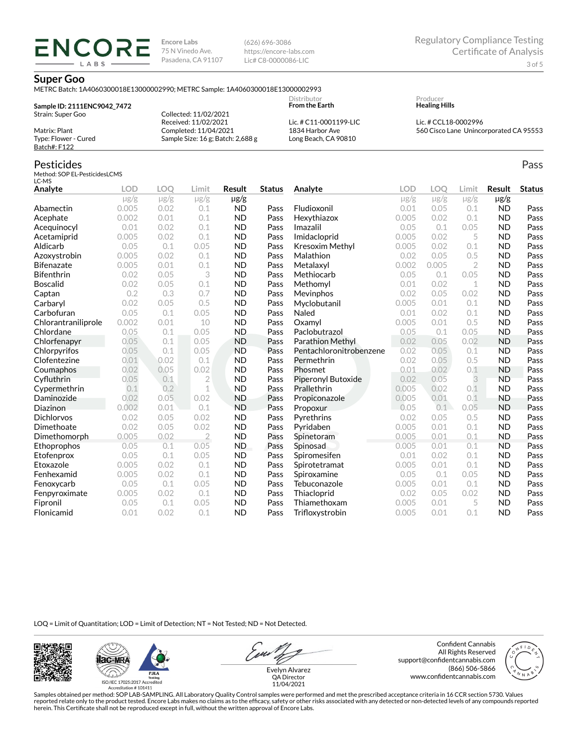# ENCORE LABS

Encore Labs
75 N Vinedo Ave.
Pasadena, CA 91107

(626) 696-3086
https://encore-labs.com
Lic# C8-0000086-LIC

Regulatory Compliance Testing
Certificate of Analysis

## Super Goo

METRC Batch: 1A4060300018E13000002990; METRC Sample: 1A4060300018E13000002993

**Sample ID: 2111ENC9042_7472**
Strain: Super Goo

Matrix: Plant
Type: Flower - Cured
Batch#: F122

Collected: 11/02/2021
Received: 11/02/2021
Completed: 11/04/2021
Sample Size: 16 g; Batch: 2,688 g

Distributor
**From the Earth**

Lic. # C11-0001199-LIC
1834 Harbor Ave
Long Beach, CA 90810

Producer
**Healing Hills**

Lic. # CCL18-0002996
560 Cisco Lane Unincorporated CA 95553

## Pesticides

Pass

Method: SOP EL-PesticidesLCMS
LC-MS

| Analyte | LOD | LOQ | Limit | Result | Status |
|---|---|---|---|---|---|
| | μg/g | μg/g | μg/g | μg/g | |
| Abamectin | 0.005 | 0.02 | 0.1 | ND | Pass |
| Acephate | 0.002 | 0.01 | 0.1 | ND | Pass |
| Acequinocyl | 0.01 | 0.02 | 0.1 | ND | Pass |
| Acetamiprid | 0.005 | 0.02 | 0.1 | ND | Pass |
| Aldicarb | 0.05 | 0.1 | 0.05 | ND | Pass |
| Azoxystrobin | 0.005 | 0.02 | 0.1 | ND | Pass |
| Bifenazate | 0.005 | 0.01 | 0.1 | ND | Pass |
| Bifenthrin | 0.02 | 0.05 | 3 | ND | Pass |
| Boscalid | 0.02 | 0.05 | 0.1 | ND | Pass |
| Captan | 0.2 | 0.3 | 0.7 | ND | Pass |
| Carbaryl | 0.02 | 0.05 | 0.5 | ND | Pass |
| Carbofuran | 0.05 | 0.1 | 0.05 | ND | Pass |
| Chlorantraniliprole | 0.002 | 0.01 | 10 | ND | Pass |
| Chlordane | 0.05 | 0.1 | 0.05 | ND | Pass |
| Chlorfenapyr | 0.05 | 0.1 | 0.05 | ND | Pass |
| Chlorpyrifos | 0.05 | 0.1 | 0.05 | ND | Pass |
| Clofentezine | 0.01 | 0.02 | 0.1 | ND | Pass |
| Coumaphos | 0.02 | 0.05 | 0.02 | ND | Pass |
| Cyfluthrin | 0.05 | 0.1 | 2 | ND | Pass |
| Cypermethrin | 0.1 | 0.2 | 1 | ND | Pass |
| Daminozide | 0.02 | 0.05 | 0.02 | ND | Pass |
| Diazinon | 0.002 | 0.01 | 0.1 | ND | Pass |
| Dichlorvos | 0.02 | 0.05 | 0.02 | ND | Pass |
| Dimethoate | 0.02 | 0.05 | 0.02 | ND | Pass |
| Dimethomorph | 0.005 | 0.02 | 2 | ND | Pass |
| Ethoprophos | 0.05 | 0.1 | 0.05 | ND | Pass |
| Etofenprox | 0.05 | 0.1 | 0.05 | ND | Pass |
| Etoxazole | 0.005 | 0.02 | 0.1 | ND | Pass |
| Fenhexamid | 0.005 | 0.02 | 0.1 | ND | Pass |
| Fenoxycarb | 0.05 | 0.1 | 0.05 | ND | Pass |
| Fenpyroximate | 0.005 | 0.02 | 0.1 | ND | Pass |
| Fipronil | 0.05 | 0.1 | 0.05 | ND | Pass |
| Flonicamid | 0.01 | 0.02 | 0.1 | ND | Pass |
| Fludioxonil | 0.01 | 0.05 | 0.1 | ND | Pass |
| Hexythiazox | 0.005 | 0.02 | 0.1 | ND | Pass |
| Imazalil | 0.05 | 0.1 | 0.05 | ND | Pass |
| Imidacloprid | 0.005 | 0.02 | 5 | ND | Pass |
| Kresoxim Methyl | 0.005 | 0.02 | 0.1 | ND | Pass |
| Malathion | 0.02 | 0.05 | 0.5 | ND | Pass |
| Metalaxyl | 0.002 | 0.005 | 2 | ND | Pass |
| Methiocarb | 0.05 | 0.1 | 0.05 | ND | Pass |
| Methomyl | 0.01 | 0.02 | 1 | ND | Pass |
| Mevinphos | 0.02 | 0.05 | 0.02 | ND | Pass |
| Myclobutanil | 0.005 | 0.01 | 0.1 | ND | Pass |
| Naled | 0.01 | 0.02 | 0.1 | ND | Pass |
| Oxamyl | 0.005 | 0.01 | 0.5 | ND | Pass |
| Paclobutrazol | 0.05 | 0.1 | 0.05 | ND | Pass |
| Parathion Methyl | 0.02 | 0.05 | 0.02 | ND | Pass |
| Pentachloronitrobenzene | 0.02 | 0.05 | 0.1 | ND | Pass |
| Permethrin | 0.02 | 0.05 | 0.5 | ND | Pass |
| Phosmet | 0.01 | 0.02 | 0.1 | ND | Pass |
| Piperonyl Butoxide | 0.02 | 0.05 | 3 | ND | Pass |
| Prallethrin | 0.005 | 0.02 | 0.1 | ND | Pass |
| Propiconazole | 0.005 | 0.01 | 0.1 | ND | Pass |
| Propoxur | 0.05 | 0.1 | 0.05 | ND | Pass |
| Pyrethrins | 0.02 | 0.05 | 0.5 | ND | Pass |
| Pyridaben | 0.005 | 0.01 | 0.1 | ND | Pass |
| Spinetoram | 0.005 | 0.01 | 0.1 | ND | Pass |
| Spinosad | 0.005 | 0.01 | 0.1 | ND | Pass |
| Spiromesifen | 0.01 | 0.02 | 0.1 | ND | Pass |
| Spirotetramat | 0.005 | 0.01 | 0.1 | ND | Pass |
| Spiroxamine | 0.05 | 0.1 | 0.05 | ND | Pass |
| Tebuconazole | 0.005 | 0.01 | 0.1 | ND | Pass |
| Thiacloprid | 0.02 | 0.05 | 0.02 | ND | Pass |
| Thiamethoxam | 0.005 | 0.01 | 5 | ND | Pass |
| Trifloxystrobin | 0.005 | 0.01 | 0.1 | ND | Pass |

LOQ = Limit of Quantitation; LOD = Limit of Detection; NT = Not Tested; ND = Not Detected.

ISO/IEC 17025:2017 Accredited
Accreditation # 101411

Evelyn Alvarez
QA Director
11/04/2021

Confident Cannabis
All Rights Reserved
support@confidentcannabis.com
(866) 506-5866
www.confidentcannabis.com

Samples obtained per method: SOP LAB-SAMPLING. All Laboratory Quality Control samples were performed and met the prescribed acceptance criteria in 16 CCR section 5730. Values reported relate only to the product tested. Encore Labs makes no claims as to the efficacy, safety or other risks associated with any detected or non-detected levels of any compounds reported herein. This Certificate shall not be reproduced except in full, without the written approval of Encore Labs.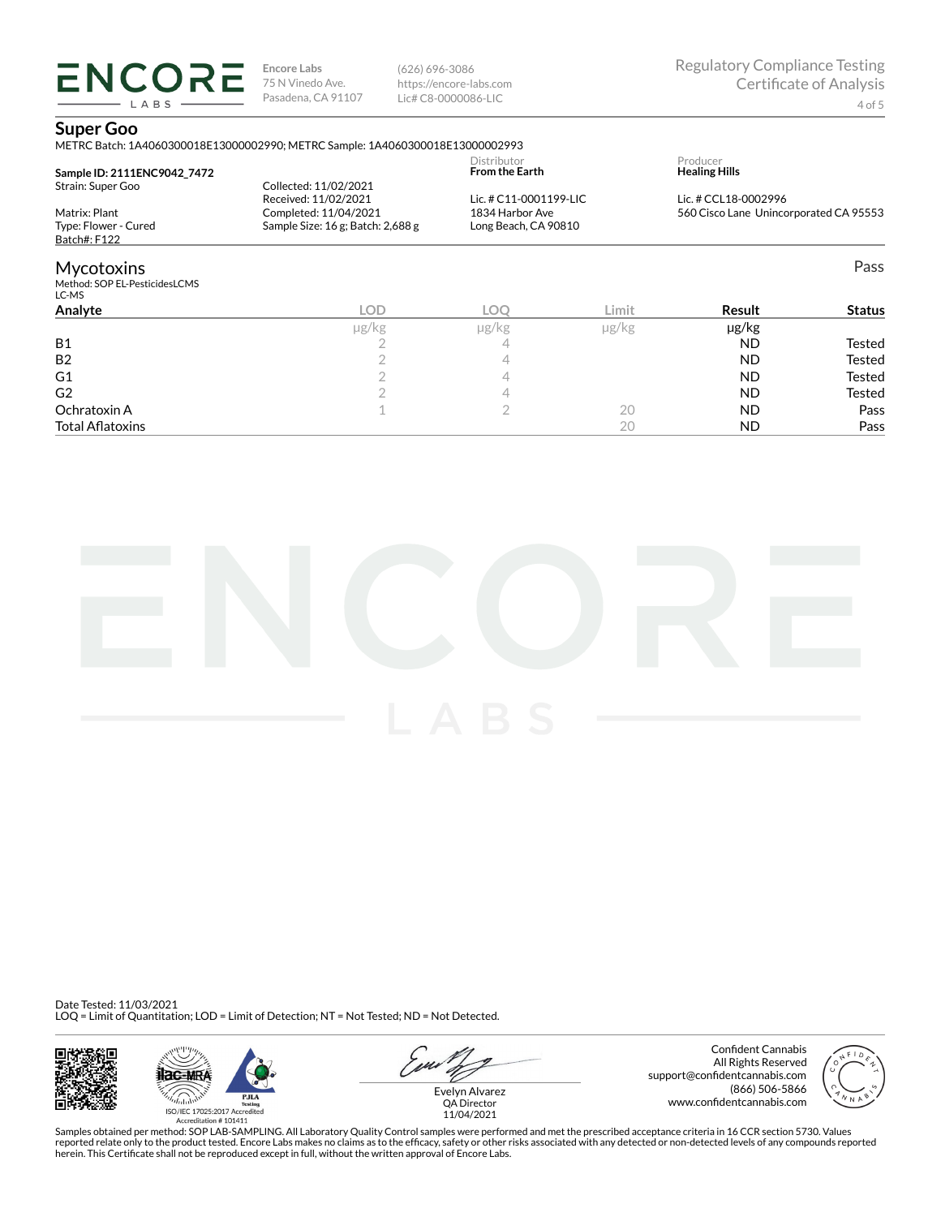**Encore Labs**
75 N Vinedo Ave.
Pasadena, CA 91107

(626) 696-3086
https://encore-labs.com
Lic# C8-0000086-LIC

Regulatory Compliance Testing
Certificate of Analysis

## Super Goo

METRC Batch: 1A4060300018E13000002990; METRC Sample: 1A4060300018E13000002993

**Sample ID: 2111ENC9042_7472**
Strain: Super Goo

Matrix: Plant
Type: Flower - Cured
Batch#: F122

Collected: 11/02/2021
Received: 11/02/2021
Completed: 11/04/2021
Sample Size: 16 g; Batch: 2,688 g

Distributor
**From the Earth**

Lic. # C11-0001199-LIC
1834 Harbor Ave
Long Beach, CA 90810

Producer
**Healing Hills**

Lic. # CCL18-0002996
560 Cisco Lane Unincorporated CA 95553

## Mycotoxins

Pass

Method: SOP EL-PesticidesLCMS
LC-MS

| Analyte | LOD | LOQ | Limit | Result | Status |
|---|---|---|---|---|---|
| | µg/kg | µg/kg | µg/kg | µg/kg | |
| B1 | 2 | 4 | | ND | Tested |
| B2 | 2 | 4 | | ND | Tested |
| G1 | 2 | 4 | | ND | Tested |
| G2 | 2 | 4 | | ND | Tested |
| Ochratoxin A | 1 | 2 | 20 | ND | Pass |
| Total Aflatoxins | | | 20 | ND | Pass |

Date Tested: 11/03/2021
LOQ = Limit of Quantitation; LOD = Limit of Detection; NT = Not Tested; ND = Not Detected.

ISO/IEC 17025:2017 Accredited
Accreditation # 101411

Evelyn Alvarez
QA Director
11/04/2021

Confident Cannabis
All Rights Reserved
support@confidentcannabis.com
(866) 506-5866
www.confidentcannabis.com

Samples obtained per method: SOP LAB-SAMPLING. All Laboratory Quality Control samples were performed and met the prescribed acceptance criteria in 16 CCR section 5730. Values reported relate only to the product tested. Encore Labs makes no claims as to the efficacy, safety or other risks associated with any detected or non-detected levels of any compounds reported herein. This Certificate shall not be reproduced except in full, without the written approval of Encore Labs.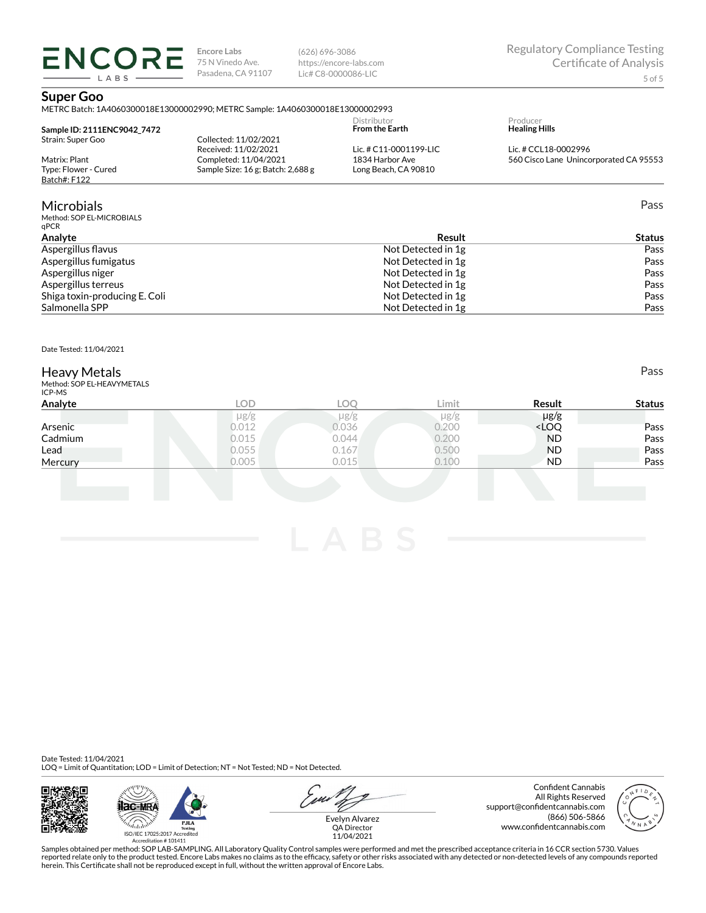ENCORE LABS

Encore Labs
75 N Vinedo Ave.
Pasadena, CA 91107

(626) 696-3086
https://encore-labs.com
Lic# C8-0000086-LIC

Regulatory Compliance Testing
Certificate of Analysis

## Super Goo

METRC Batch: 1A4060300018E13000002990; METRC Sample: 1A4060300018E13000002993

**Sample ID: 2111ENC9042_7472**
Strain: Super Goo

Matrix: Plant
Type: Flower - Cured
Batch#: F122

Collected: 11/02/2021
Received: 11/02/2021
Completed: 11/04/2021
Sample Size: 16 g; Batch: 2,688 g

Distributor
**From the Earth**

Lic. # C11-0001199-LIC
1834 Harbor Ave
Long Beach, CA 90810

Producer
**Healing Hills**

Lic. # CCL18-0002996
560 Cisco Lane Unincorporated CA 95553

## Microbials

Pass

Method: SOP EL-MICROBIALS
qPCR

| Analyte | Result | Status |
|---|---|---|
| Aspergillus flavus | Not Detected in 1g | Pass |
| Aspergillus fumigatus | Not Detected in 1g | Pass |
| Aspergillus niger | Not Detected in 1g | Pass |
| Aspergillus terreus | Not Detected in 1g | Pass |
| Shiga toxin-producing E. Coli | Not Detected in 1g | Pass |
| Salmonella SPP | Not Detected in 1g | Pass |

Date Tested: 11/04/2021

## Heavy Metals

Pass

Method: SOP EL-HEAVYMETALS
ICP-MS

| Analyte | LOD | LOQ | Limit | Result | Status |
|---|---|---|---|---|---|
| | µg/g | µg/g | µg/g | µg/g | |
| Arsenic | 0.012 | 0.036 | 0.200 | <LOQ | Pass |
| Cadmium | 0.015 | 0.044 | 0.200 | ND | Pass |
| Lead | 0.055 | 0.167 | 0.500 | ND | Pass |
| Mercury | 0.005 | 0.015 | 0.100 | ND | Pass |

Date Tested: 11/04/2021
LOQ = Limit of Quantitation; LOD = Limit of Detection; NT = Not Tested; ND = Not Detected.

ISO/IEC 17025:2017 Accredited
Accreditation # 101411

Evelyn Alvarez
QA Director
11/04/2021

Confident Cannabis
All Rights Reserved
support@confidentcannabis.com
(866) 506-5866
www.confidentcannabis.com

Samples obtained per method: SOP LAB-SAMPLING. All Laboratory Quality Control samples were performed and met the prescribed acceptance criteria in 16 CCR section 5730. Values reported relate only to the product tested. Encore Labs makes no claims as to the efficacy, safety or other risks associated with any detected or non-detected levels of any compounds reported herein. This Certificate shall not be reproduced except in full, without the written approval of Encore Labs.